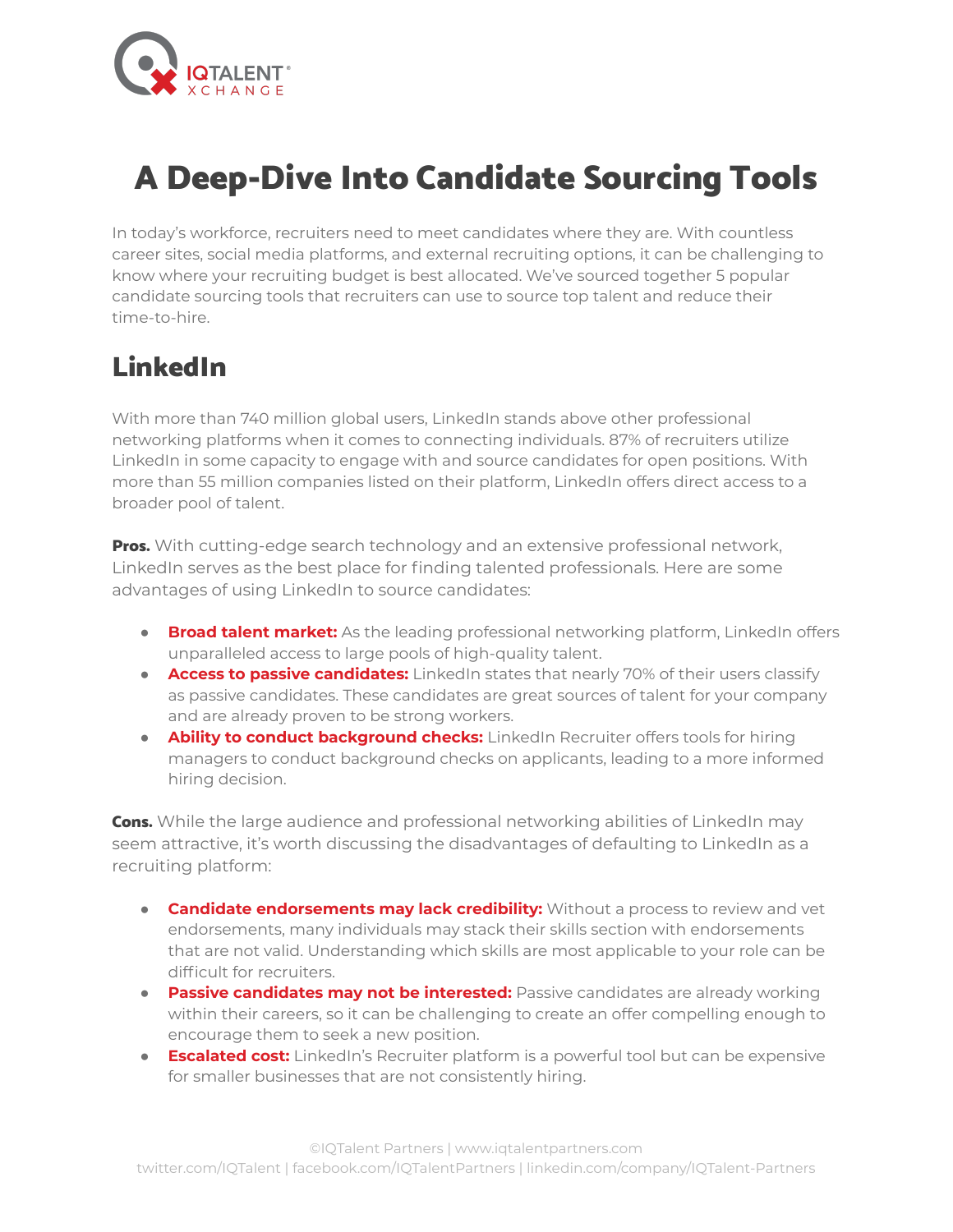# A Deep-Dive Into Candidate Sourcing Tools

In today's workforce, recruiters need to meet candidates where they are. With countless career sites, social media platforms, and external recruiting options, it can be challenging to know where your recruiting budget is best allocated. We've sourced together 5 popular candidate sourcing tools that recruiters can use to source top talent and reduce their time-to-hire.

## LinkedIn

With more than 740 million global users, LinkedIn stands above other professional networking platforms when it comes to connecting individuals. 87% of recruiters utilize LinkedIn in some capacity to engage with and source candidates for open positions. With more than 55 million companies listed on their platform, LinkedIn offers direct access to a broader pool of talent.

**Pros.** With cutting-edge search technology and an extensive professional network, LinkedIn serves as the best place for finding talented professionals. Here are some advantages of using LinkedIn to source candidates:

- **Broad talent market:** As the leading professional networking platform, LinkedIn offers unparalleled access to large pools of high-quality talent.
- **Access to passive candidates:** LinkedIn states that nearly 70% of their users classify as passive candidates. These candidates are great sources of talent for your company and are already proven to be strong workers.
- **Ability to conduct background checks:** LinkedIn Recruiter offers tools for hiring managers to conduct background checks on applicants, leading to a more informed hiring decision.

**Cons.** While the large audience and professional networking abilities of LinkedIn may seem attractive, it's worth discussing the disadvantages of defaulting to LinkedIn as a recruiting platform:

- **Candidate endorsements may lack credibility:** Without a process to review and vet endorsements, many individuals may stack their skills section with endorsements that are not valid. Understanding which skills are most applicable to your role can be difficult for recruiters.
- **Passive candidates may not be interested:** Passive candidates are already working within their careers, so it can be challenging to create an offer compelling enough to encourage them to seek a new position.
- **Escalated cost:** LinkedIn's Recruiter platform is a powerful tool but can be expensive for smaller businesses that are not consistently hiring.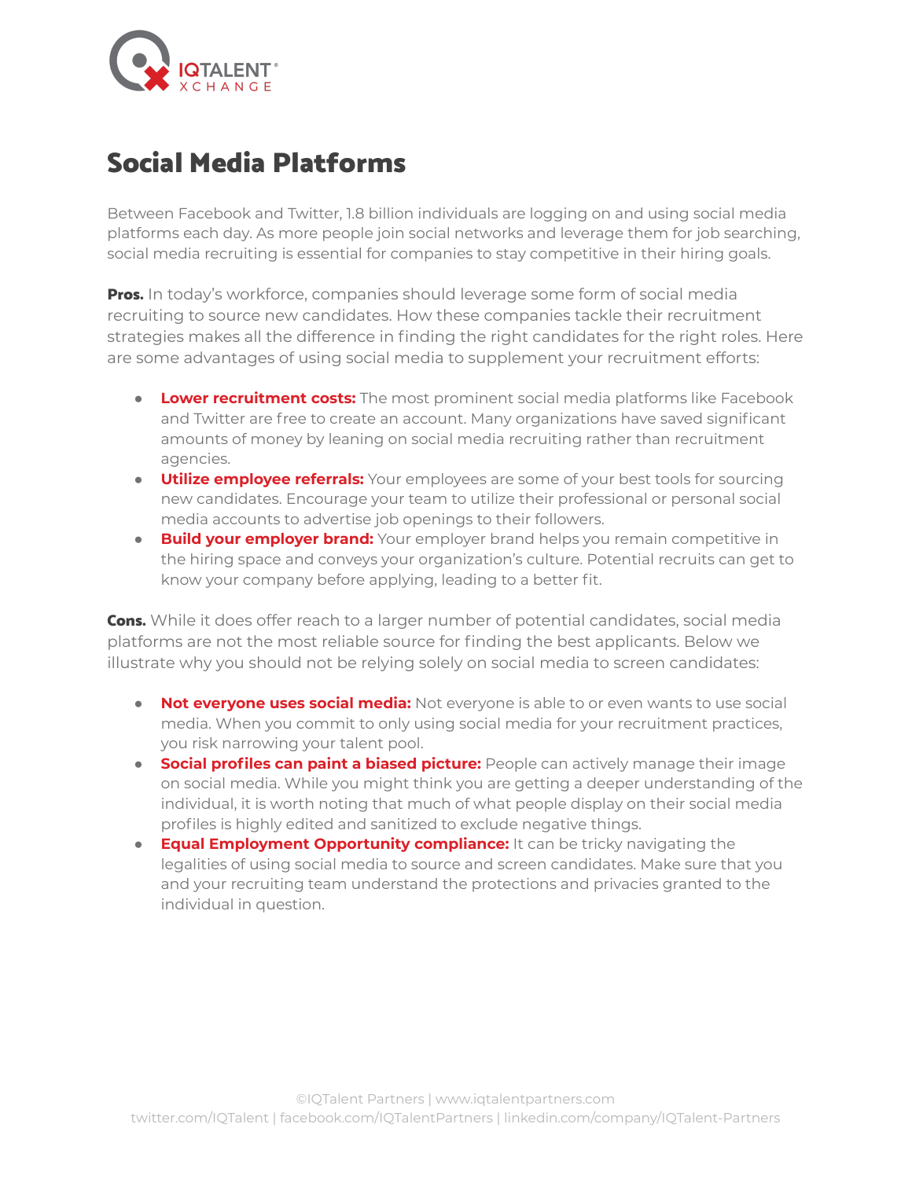# Social Media Platforms

Between Facebook and Twitter, 1.8 billion individuals are logging on and using social media platforms each day. As more people join social networks and leverage them for job searching, social media recruiting is essential for companies to stay competitive in their hiring goals.

**Pros.** In today's workforce, companies should leverage some form of social media recruiting to source new candidates. How these companies tackle their recruitment strategies makes all the difference in finding the right candidates for the right roles. Here are some advantages of using social media to supplement your recruitment efforts:

- **Lower recruitment costs:** The most prominent social media platforms like Facebook and Twitter are free to create an account. Many organizations have saved significant amounts of money by leaning on social media recruiting rather than recruitment agencies.
- **Utilize employee referrals:** Your employees are some of your best tools for sourcing new candidates. Encourage your team to utilize their professional or personal social media accounts to advertise job openings to their followers.
- **Build your employer brand:** Your employer brand helps you remain competitive in the hiring space and conveys your organization's culture. Potential recruits can get to know your company before applying, leading to a better fit.

**Cons.** While it does offer reach to a larger number of potential candidates, social media platforms are not the most reliable source for finding the best applicants. Below we illustrate why you should not be relying solely on social media to screen candidates:

- **Not everyone uses social media:** Not everyone is able to or even wants to use social media. When you commit to only using social media for your recruitment practices, you risk narrowing your talent pool.
- **Social profiles can paint a biased picture:** People can actively manage their image on social media. While you might think you are getting a deeper understanding of the individual, it is worth noting that much of what people display on their social media profiles is highly edited and sanitized to exclude negative things.
- **Equal Employment Opportunity compliance:** It can be tricky navigating the legalities of using social media to source and screen candidates. Make sure that you and your recruiting team understand the protections and privacies granted to the individual in question.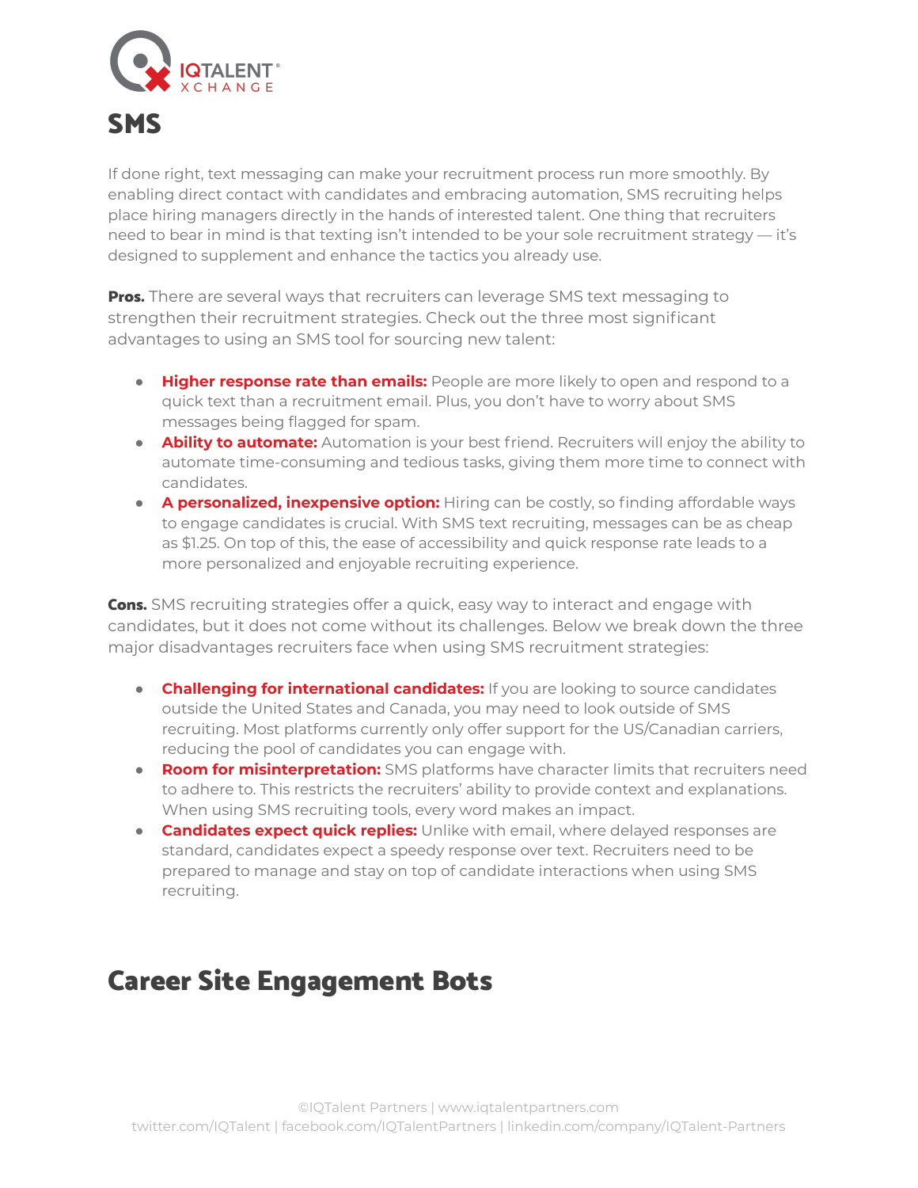## SMS

If done right, text messaging can make your recruitment process run more smoothly. By enabling direct contact with candidates and embracing automation, SMS recruiting helps place hiring managers directly in the hands of interested talent. One thing that recruiters need to bear in mind is that texting isn't intended to be your sole recruitment strategy — it's designed to supplement and enhance the tactics you already use.

**Pros.** There are several ways that recruiters can leverage SMS text messaging to strengthen their recruitment strategies. Check out the three most significant advantages to using an SMS tool for sourcing new talent:

- **Higher response rate than emails:** People are more likely to open and respond to a quick text than a recruitment email. Plus, you don't have to worry about SMS messages being flagged for spam.
- **Ability to automate:** Automation is your best friend. Recruiters will enjoy the ability to automate time-consuming and tedious tasks, giving them more time to connect with candidates.
- **A personalized, inexpensive option:** Hiring can be costly, so finding affordable ways to engage candidates is crucial. With SMS text recruiting, messages can be as cheap as $1.25. On top of this, the ease of accessibility and quick response rate leads to a more personalized and enjoyable recruiting experience.

**Cons.** SMS recruiting strategies offer a quick, easy way to interact and engage with candidates, but it does not come without its challenges. Below we break down the three major disadvantages recruiters face when using SMS recruitment strategies:

- **Challenging for international candidates:** If you are looking to source candidates outside the United States and Canada, you may need to look outside of SMS recruiting. Most platforms currently only offer support for the US/Canadian carriers, reducing the pool of candidates you can engage with.
- **Room for misinterpretation:** SMS platforms have character limits that recruiters need to adhere to. This restricts the recruiters' ability to provide context and explanations. When using SMS recruiting tools, every word makes an impact.
- **Candidates expect quick replies:** Unlike with email, where delayed responses are standard, candidates expect a speedy response over text. Recruiters need to be prepared to manage and stay on top of candidate interactions when using SMS recruiting.

## Career Site Engagement Bots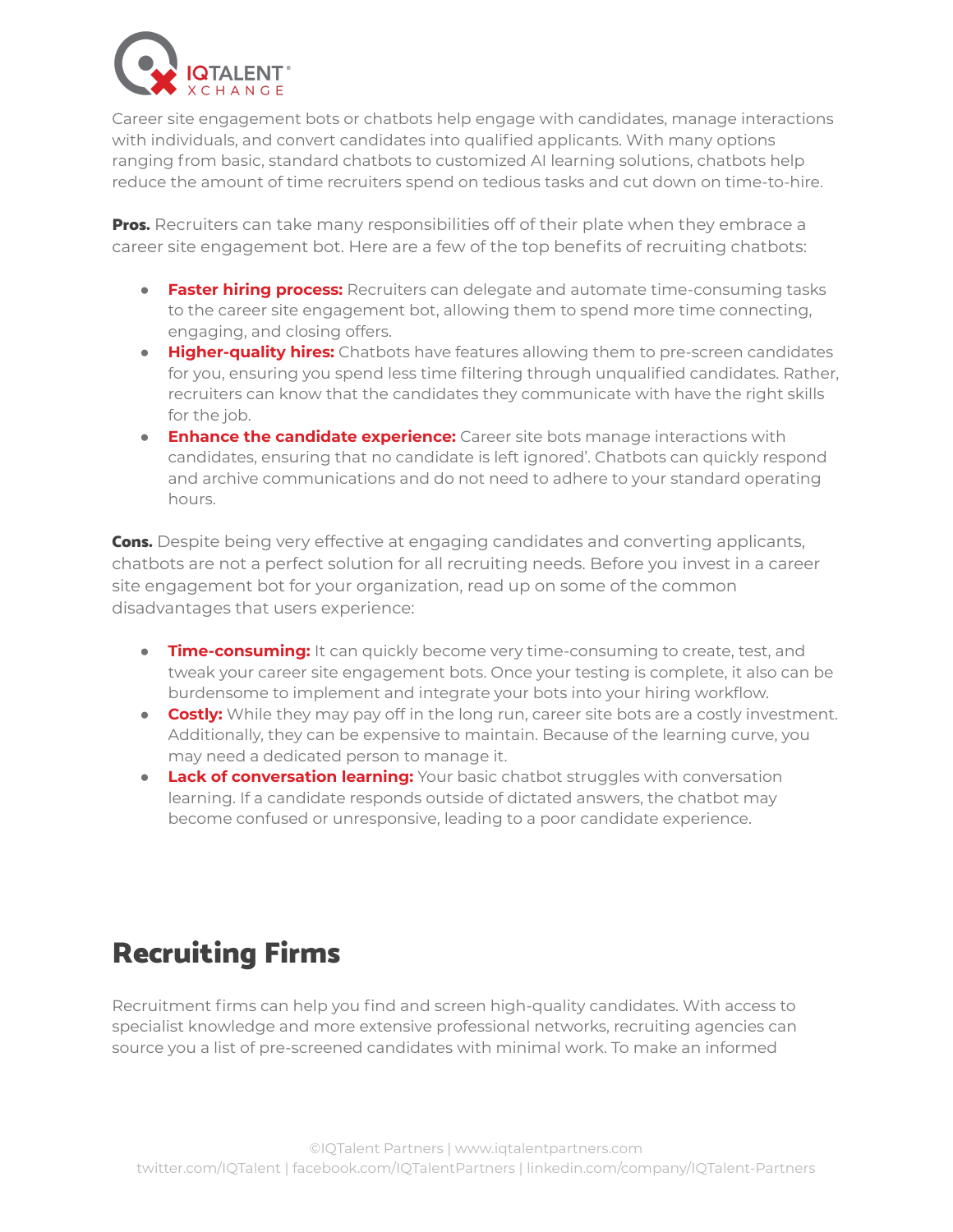Career site engagement bots or chatbots help engage with candidates, manage interactions with individuals, and convert candidates into qualified applicants. With many options ranging from basic, standard chatbots to customized AI learning solutions, chatbots help reduce the amount of time recruiters spend on tedious tasks and cut down on time-to-hire.

**Pros.** Recruiters can take many responsibilities off of their plate when they embrace a career site engagement bot. Here are a few of the top benefits of recruiting chatbots:

- **Faster hiring process:** Recruiters can delegate and automate time-consuming tasks to the career site engagement bot, allowing them to spend more time connecting, engaging, and closing offers.
- **Higher-quality hires:** Chatbots have features allowing them to pre-screen candidates for you, ensuring you spend less time filtering through unqualified candidates. Rather, recruiters can know that the candidates they communicate with have the right skills for the job.
- **Enhance the candidate experience:** Career site bots manage interactions with candidates, ensuring that no candidate is left ignored'. Chatbots can quickly respond and archive communications and do not need to adhere to your standard operating hours.

**Cons.** Despite being very effective at engaging candidates and converting applicants, chatbots are not a perfect solution for all recruiting needs. Before you invest in a career site engagement bot for your organization, read up on some of the common disadvantages that users experience:

- **Time-consuming:** It can quickly become very time-consuming to create, test, and tweak your career site engagement bots. Once your testing is complete, it also can be burdensome to implement and integrate your bots into your hiring workflow.
- **Costly:** While they may pay off in the long run, career site bots are a costly investment. Additionally, they can be expensive to maintain. Because of the learning curve, you may need a dedicated person to manage it.
- **Lack of conversation learning:** Your basic chatbot struggles with conversation learning. If a candidate responds outside of dictated answers, the chatbot may become confused or unresponsive, leading to a poor candidate experience.

## Recruiting Firms

Recruitment firms can help you find and screen high-quality candidates. With access to specialist knowledge and more extensive professional networks, recruiting agencies can source you a list of pre-screened candidates with minimal work. To make an informed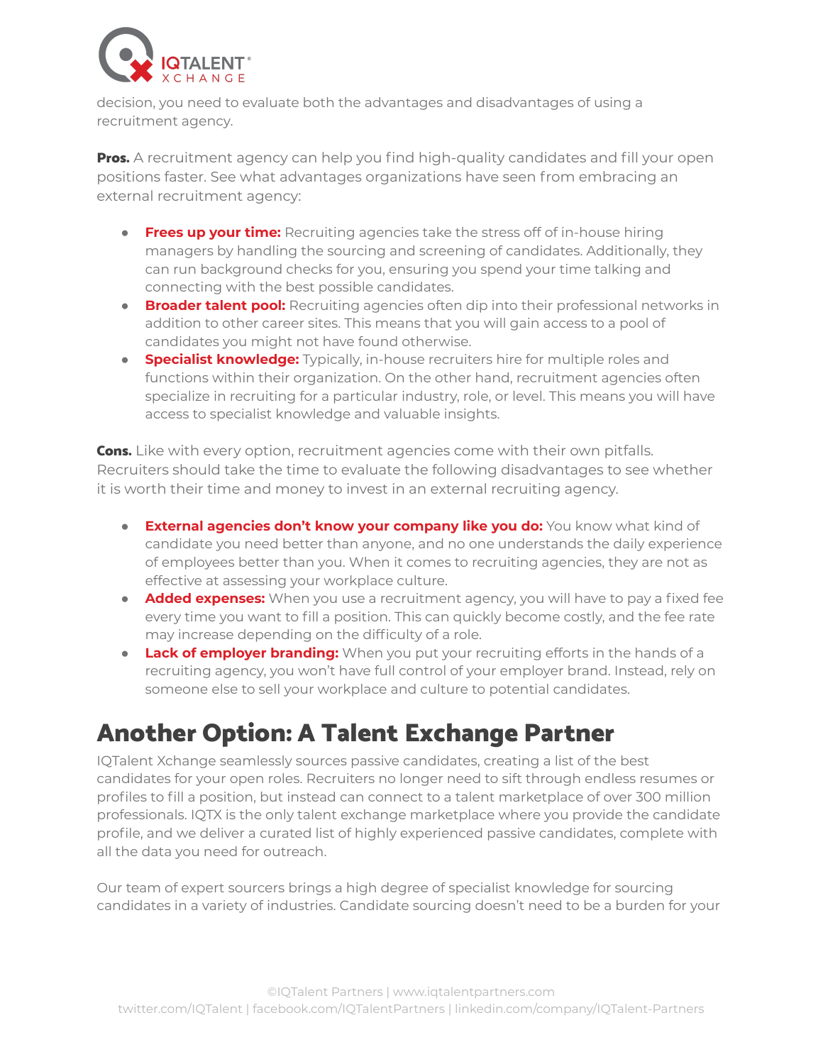decision, you need to evaluate both the advantages and disadvantages of using a recruitment agency.

**Pros.** A recruitment agency can help you find high-quality candidates and fill your open positions faster. See what advantages organizations have seen from embracing an external recruitment agency:

- **Frees up your time:** Recruiting agencies take the stress off of in-house hiring managers by handling the sourcing and screening of candidates. Additionally, they can run background checks for you, ensuring you spend your time talking and connecting with the best possible candidates.
- **Broader talent pool:** Recruiting agencies often dip into their professional networks in addition to other career sites. This means that you will gain access to a pool of candidates you might not have found otherwise.
- **Specialist knowledge:** Typically, in-house recruiters hire for multiple roles and functions within their organization. On the other hand, recruitment agencies often specialize in recruiting for a particular industry, role, or level. This means you will have access to specialist knowledge and valuable insights.

**Cons.** Like with every option, recruitment agencies come with their own pitfalls. Recruiters should take the time to evaluate the following disadvantages to see whether it is worth their time and money to invest in an external recruiting agency.

- **External agencies don't know your company like you do:** You know what kind of candidate you need better than anyone, and no one understands the daily experience of employees better than you. When it comes to recruiting agencies, they are not as effective at assessing your workplace culture.
- **Added expenses:** When you use a recruitment agency, you will have to pay a fixed fee every time you want to fill a position. This can quickly become costly, and the fee rate may increase depending on the difficulty of a role.
- **Lack of employer branding:** When you put your recruiting efforts in the hands of a recruiting agency, you won't have full control of your employer brand. Instead, rely on someone else to sell your workplace and culture to potential candidates.

## Another Option: A Talent Exchange Partner

IQTalent Xchange seamlessly sources passive candidates, creating a list of the best candidates for your open roles. Recruiters no longer need to sift through endless resumes or profiles to fill a position, but instead can connect to a talent marketplace of over 300 million professionals. IQTX is the only talent exchange marketplace where you provide the candidate profile, and we deliver a curated list of highly experienced passive candidates, complete with all the data you need for outreach.

Our team of expert sourcers brings a high degree of specialist knowledge for sourcing candidates in a variety of industries. Candidate sourcing doesn't need to be a burden for your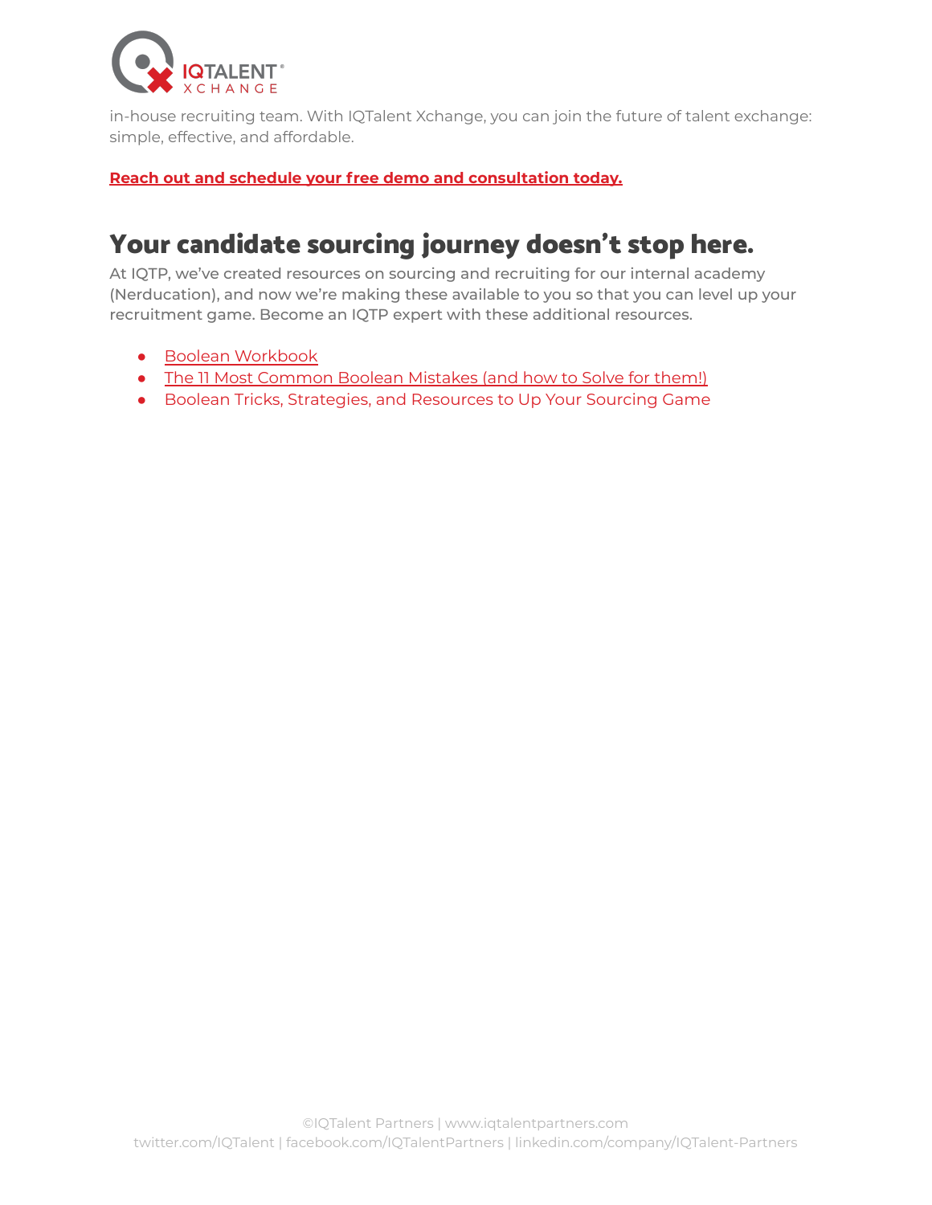in-house recruiting team. With IQTalent Xchange, you can join the future of talent exchange: simple, effective, and affordable.

**Reach out and schedule your free demo and consultation today.**

## Your candidate sourcing journey doesn't stop here.

At IQTP, we've created resources on sourcing and recruiting for our internal academy (Nerducation), and now we're making these available to you so that you can level up your recruitment game. Become an IQTP expert with these additional resources.

- Boolean Workbook
- The 11 Most Common Boolean Mistakes (and how to Solve for them!)
- Boolean Tricks, Strategies, and Resources to Up Your Sourcing Game

©IQTalent Partners | www.iqtalentpartners.com
twitter.com/IQTalent | facebook.com/IQTalentPartners | linkedin.com/company/IQTalent-Partners